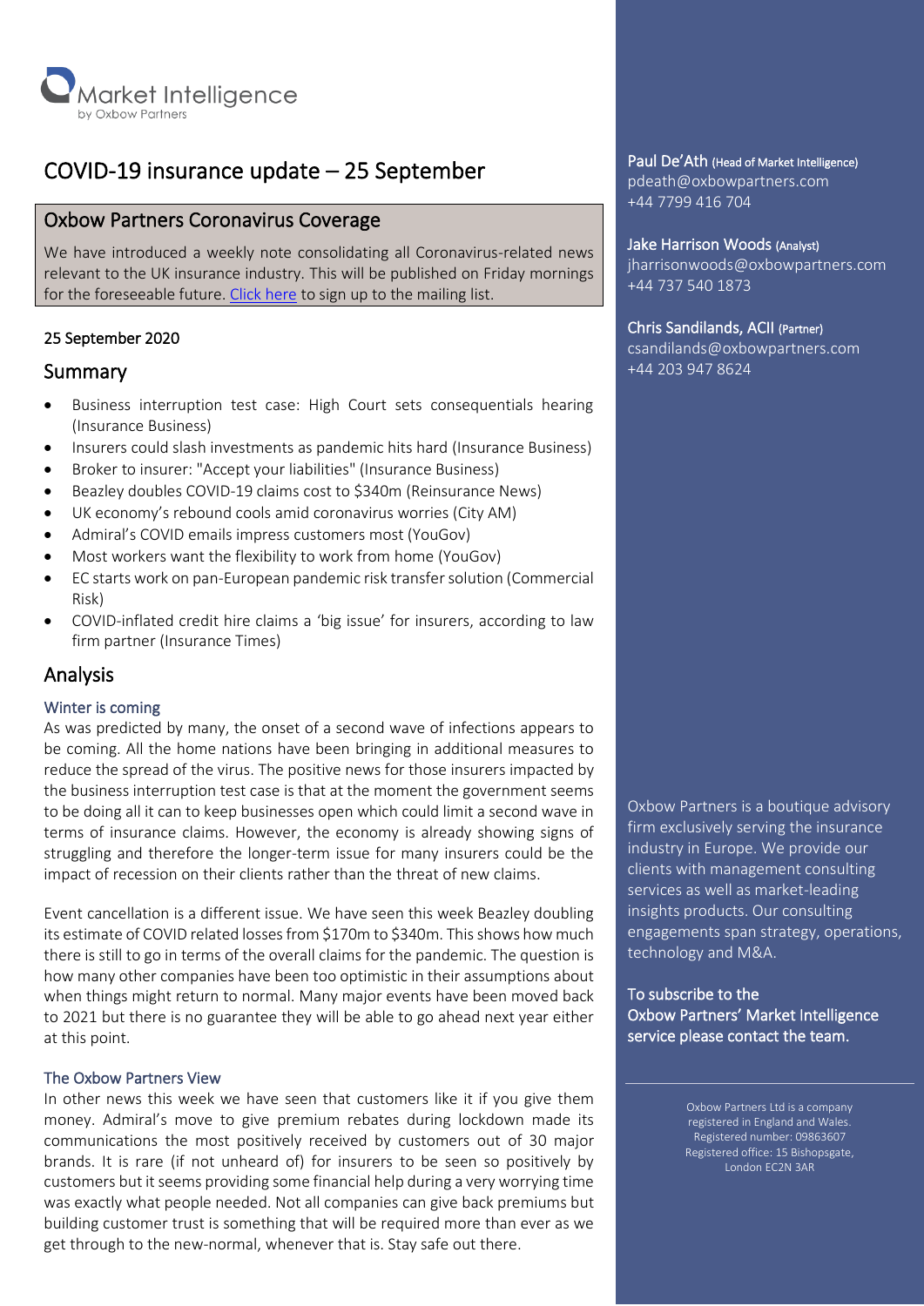Market Intelligence
by Oxbow Partners

# COVID-19 insurance update – 25 September

## Oxbow Partners Coronavirus Coverage

We have introduced a weekly note consolidating all Coronavirus-related news relevant to the UK insurance industry. This will be published on Friday mornings for the foreseeable future. Click here to sign up to the mailing list.

25 September 2020

## Summary

- Business interruption test case: High Court sets consequentials hearing (Insurance Business)
- Insurers could slash investments as pandemic hits hard (Insurance Business)
- Broker to insurer: "Accept your liabilities" (Insurance Business)
- Beazley doubles COVID-19 claims cost to $340m (Reinsurance News)
- UK economy's rebound cools amid coronavirus worries (City AM)
- Admiral's COVID emails impress customers most (YouGov)
- Most workers want the flexibility to work from home (YouGov)
- EC starts work on pan-European pandemic risk transfer solution (Commercial Risk)
- COVID-inflated credit hire claims a 'big issue' for insurers, according to law firm partner (Insurance Times)

## Analysis

### Winter is coming

As was predicted by many, the onset of a second wave of infections appears to be coming. All the home nations have been bringing in additional measures to reduce the spread of the virus. The positive news for those insurers impacted by the business interruption test case is that at the moment the government seems to be doing all it can to keep businesses open which could limit a second wave in terms of insurance claims. However, the economy is already showing signs of struggling and therefore the longer-term issue for many insurers could be the impact of recession on their clients rather than the threat of new claims.

Event cancellation is a different issue. We have seen this week Beazley doubling its estimate of COVID related losses from $170m to $340m. This shows how much there is still to go in terms of the overall claims for the pandemic. The question is how many other companies have been too optimistic in their assumptions about when things might return to normal. Many major events have been moved back to 2021 but there is no guarantee they will be able to go ahead next year either at this point.

### The Oxbow Partners View

In other news this week we have seen that customers like it if you give them money. Admiral's move to give premium rebates during lockdown made its communications the most positively received by customers out of 30 major brands. It is rare (if not unheard of) for insurers to be seen so positively by customers but it seems providing some financial help during a very worrying time was exactly what people needed. Not all companies can give back premiums but building customer trust is something that will be required more than ever as we get through to the new-normal, whenever that is. Stay safe out there.

---

**Paul De'Ath** (Head of Market Intelligence)
pdeath@oxbowpartners.com
+44 7799 416 704

**Jake Harrison Woods** (Analyst)
jharrisonwoods@oxbowpartners.com
+44 737 540 1873

**Chris Sandilands, ACII** (Partner)
csandilands@oxbowpartners.com
+44 203 947 8624

Oxbow Partners is a boutique advisory firm exclusively serving the insurance industry in Europe. We provide our clients with management consulting services as well as market-leading insights products. Our consulting engagements span strategy, operations, technology and M&A.

To subscribe to the Oxbow Partners' Market Intelligence service please contact the team.

Oxbow Partners Ltd is a company registered in England and Wales. Registered number: 09863607 Registered office: 15 Bishopsgate, London EC2N 3AR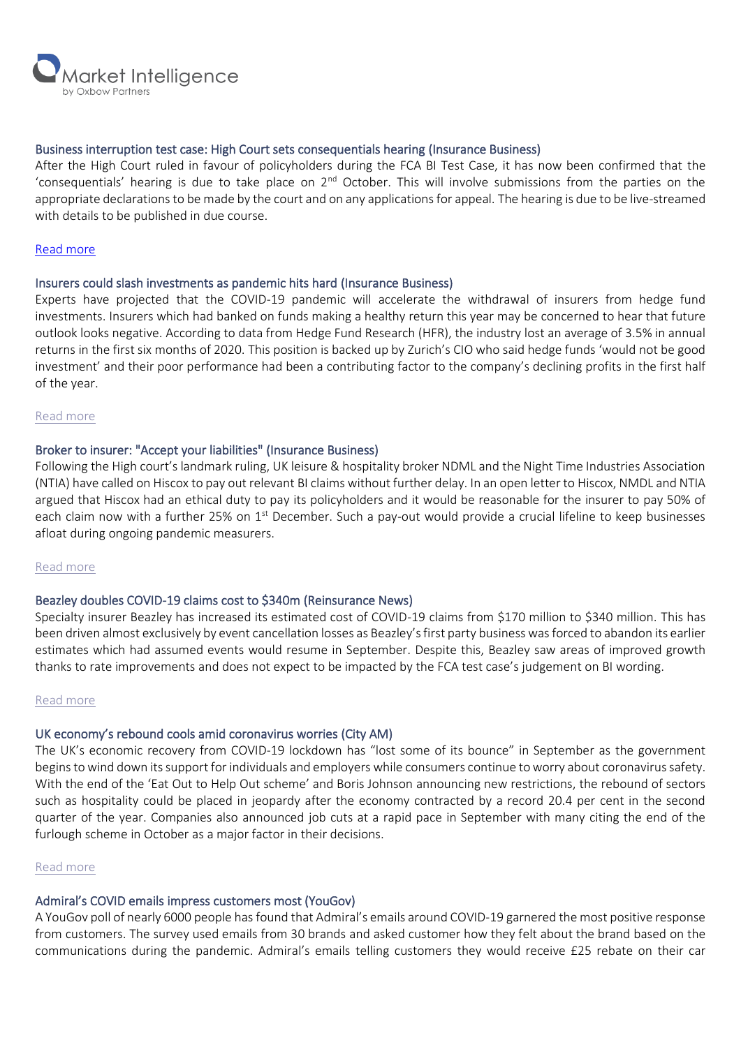### Business interruption test case: High Court sets consequentials hearing (Insurance Business)

After the High Court ruled in favour of policyholders during the FCA BI Test Case, it has now been confirmed that the 'consequentials' hearing is due to take place on 2nd October. This will involve submissions from the parties on the appropriate declarations to be made by the court and on any applications for appeal. The hearing is due to be live-streamed with details to be published in due course.

Read more

### Insurers could slash investments as pandemic hits hard (Insurance Business)

Experts have projected that the COVID-19 pandemic will accelerate the withdrawal of insurers from hedge fund investments. Insurers which had banked on funds making a healthy return this year may be concerned to hear that future outlook looks negative. According to data from Hedge Fund Research (HFR), the industry lost an average of 3.5% in annual returns in the first six months of 2020. This position is backed up by Zurich's CIO who said hedge funds 'would not be good investment' and their poor performance had been a contributing factor to the company's declining profits in the first half of the year.

Read more

### Broker to insurer: "Accept your liabilities" (Insurance Business)

Following the High court's landmark ruling, UK leisure & hospitality broker NDML and the Night Time Industries Association (NTIA) have called on Hiscox to pay out relevant BI claims without further delay. In an open letter to Hiscox, NMDL and NTIA argued that Hiscox had an ethical duty to pay its policyholders and it would be reasonable for the insurer to pay 50% of each claim now with a further 25% on 1st December. Such a pay-out would provide a crucial lifeline to keep businesses afloat during ongoing pandemic measurers.

Read more

### Beazley doubles COVID-19 claims cost to $340m (Reinsurance News)

Specialty insurer Beazley has increased its estimated cost of COVID-19 claims from $170 million to $340 million. This has been driven almost exclusively by event cancellation losses as Beazley's first party business was forced to abandon its earlier estimates which had assumed events would resume in September. Despite this, Beazley saw areas of improved growth thanks to rate improvements and does not expect to be impacted by the FCA test case's judgement on BI wording.

Read more

### UK economy's rebound cools amid coronavirus worries (City AM)

The UK's economic recovery from COVID-19 lockdown has "lost some of its bounce" in September as the government begins to wind down its support for individuals and employers while consumers continue to worry about coronavirus safety. With the end of the 'Eat Out to Help Out scheme' and Boris Johnson announcing new restrictions, the rebound of sectors such as hospitality could be placed in jeopardy after the economy contracted by a record 20.4 per cent in the second quarter of the year. Companies also announced job cuts at a rapid pace in September with many citing the end of the furlough scheme in October as a major factor in their decisions.

Read more

### Admiral's COVID emails impress customers most (YouGov)

A YouGov poll of nearly 6000 people has found that Admiral's emails around COVID-19 garnered the most positive response from customers. The survey used emails from 30 brands and asked customer how they felt about the brand based on the communications during the pandemic. Admiral's emails telling customers they would receive £25 rebate on their car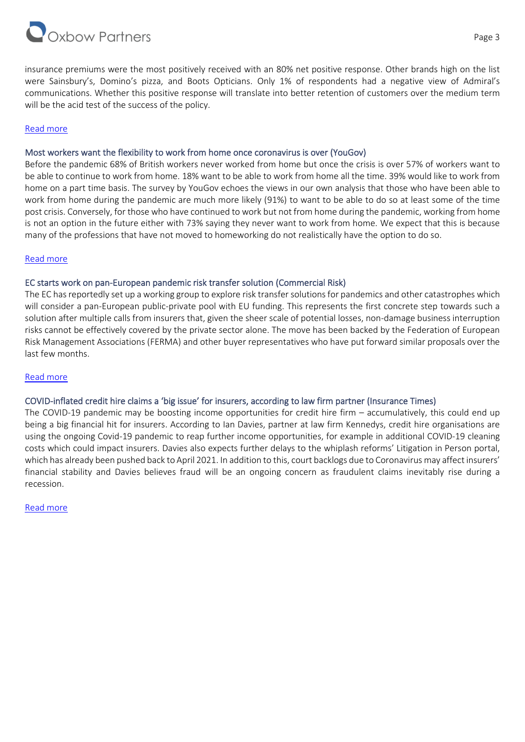insurance premiums were the most positively received with an 80% net positive response. Other brands high on the list were Sainsbury's, Domino's pizza, and Boots Opticians. Only 1% of respondents had a negative view of Admiral's communications. Whether this positive response will translate into better retention of customers over the medium term will be the acid test of the success of the policy.

Read more

### Most workers want the flexibility to work from home once coronavirus is over (YouGov)

Before the pandemic 68% of British workers never worked from home but once the crisis is over 57% of workers want to be able to continue to work from home. 18% want to be able to work from home all the time. 39% would like to work from home on a part time basis. The survey by YouGov echoes the views in our own analysis that those who have been able to work from home during the pandemic are much more likely (91%) to want to be able to do so at least some of the time post crisis. Conversely, for those who have continued to work but not from home during the pandemic, working from home is not an option in the future either with 73% saying they never want to work from home. We expect that this is because many of the professions that have not moved to homeworking do not realistically have the option to do so.

Read more

### EC starts work on pan-European pandemic risk transfer solution (Commercial Risk)

The EC has reportedly set up a working group to explore risk transfer solutions for pandemics and other catastrophes which will consider a pan-European public-private pool with EU funding. This represents the first concrete step towards such a solution after multiple calls from insurers that, given the sheer scale of potential losses, non-damage business interruption risks cannot be effectively covered by the private sector alone. The move has been backed by the Federation of European Risk Management Associations (FERMA) and other buyer representatives who have put forward similar proposals over the last few months.

Read more

### COVID-inflated credit hire claims a 'big issue' for insurers, according to law firm partner (Insurance Times)

The COVID-19 pandemic may be boosting income opportunities for credit hire firm – accumulatively, this could end up being a big financial hit for insurers. According to Ian Davies, partner at law firm Kennedys, credit hire organisations are using the ongoing Covid-19 pandemic to reap further income opportunities, for example in additional COVID-19 cleaning costs which could impact insurers. Davies also expects further delays to the whiplash reforms' Litigation in Person portal, which has already been pushed back to April 2021. In addition to this, court backlogs due to Coronavirus may affect insurers' financial stability and Davies believes fraud will be an ongoing concern as fraudulent claims inevitably rise during a recession.

Read more